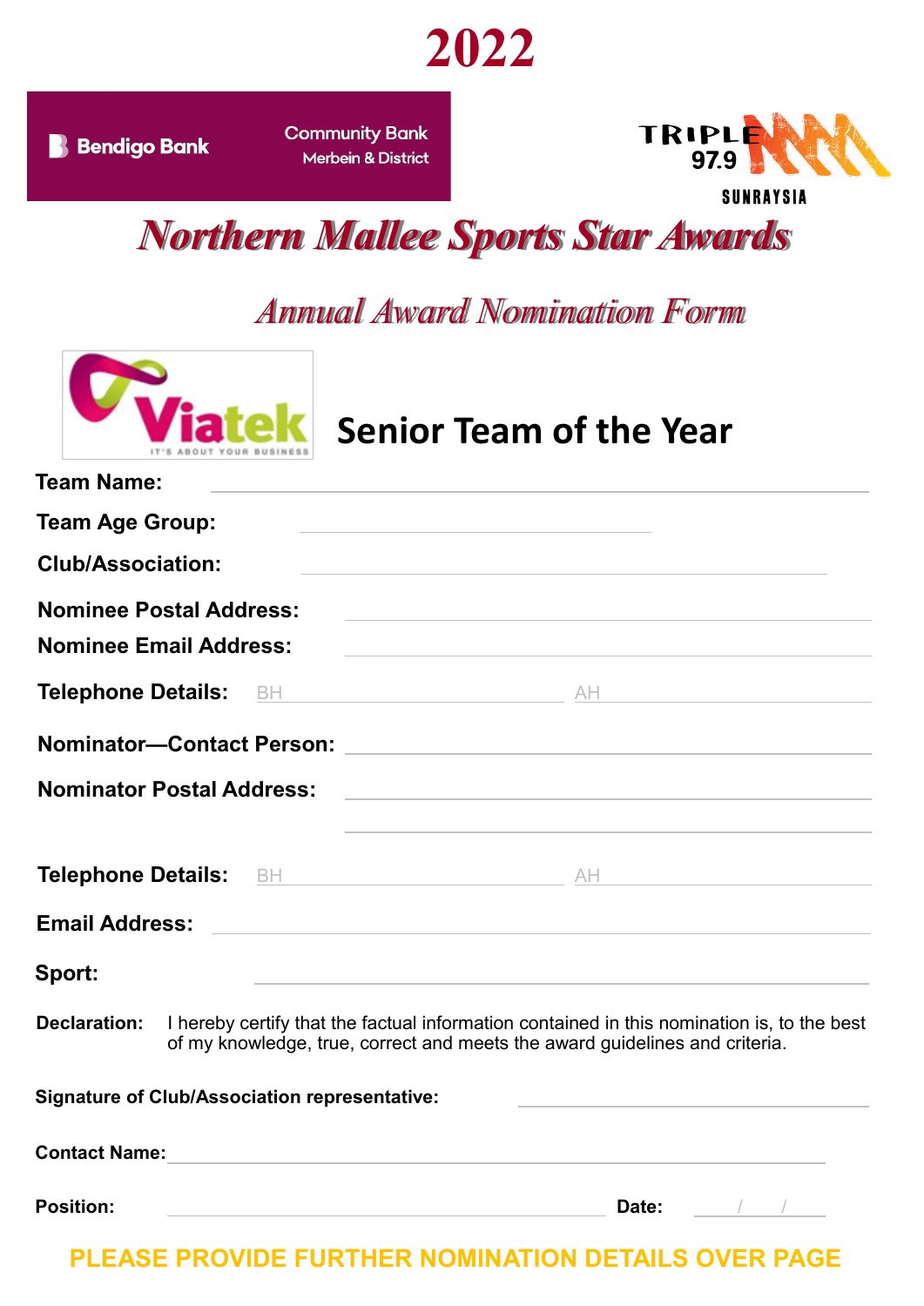# 2022

Bendigo Bank | Community Bank Merbein & District

TRIPLE M 97.9 SUNRAYSIA

# *Northern Mallee Sports Star Awards*

## *Annual Award Nomination Form*

Viatek IT'S ABOUT YOUR BUSINESS

## Senior Team of the Year

**Team Name:** \_\_\_\_\_\_\_\_\_\_\_\_\_\_\_\_\_\_\_\_\_\_\_\_

**Team Age Group:** \_\_\_\_\_\_\_\_\_\_\_\_\_\_\_\_\_\_\_\_\_\_\_\_

**Club/Association:** \_\_\_\_\_\_\_\_\_\_\_\_\_\_\_\_\_\_\_\_\_\_\_\_

**Nominee Postal Address:** \_\_\_\_\_\_\_\_\_\_\_\_\_\_\_\_\_\_\_\_\_\_\_\_

**Nominee Email Address:** \_\_\_\_\_\_\_\_\_\_\_\_\_\_\_\_\_\_\_\_\_\_\_\_

**Telephone Details:** BH \_\_\_\_\_\_\_\_\_\_\_\_ AH \_\_\_\_\_\_\_\_\_\_\_\_

**Nominator—Contact Person:** \_\_\_\_\_\_\_\_\_\_\_\_\_\_\_\_\_\_\_\_\_\_\_\_

**Nominator Postal Address:** \_\_\_\_\_\_\_\_\_\_\_\_\_\_\_\_\_\_\_\_\_\_\_\_

\_\_\_\_\_\_\_\_\_\_\_\_\_\_\_\_\_\_\_\_\_\_\_\_

**Telephone Details:** BH \_\_\_\_\_\_\_\_\_\_\_\_ AH \_\_\_\_\_\_\_\_\_\_\_\_

**Email Address:** \_\_\_\_\_\_\_\_\_\_\_\_\_\_\_\_\_\_\_\_\_\_\_\_

**Sport:** \_\_\_\_\_\_\_\_\_\_\_\_\_\_\_\_\_\_\_\_\_\_\_\_

**Declaration:** I hereby certify that the factual information contained in this nomination is, to the best of my knowledge, true, correct and meets the award guidelines and criteria.

**Signature of Club/Association representative:** \_\_\_\_\_\_\_\_\_\_\_\_\_\_\_\_\_\_\_\_\_\_\_\_

**Contact Name:** \_\_\_\_\_\_\_\_\_\_\_\_\_\_\_\_\_\_\_\_\_\_\_\_

**Position:** \_\_\_\_\_\_\_\_\_\_\_\_\_\_\_\_\_\_\_\_\_\_\_\_ **Date:** \_\_\_ / \_\_\_ / \_\_\_

**PLEASE PROVIDE FURTHER NOMINATION DETAILS OVER PAGE**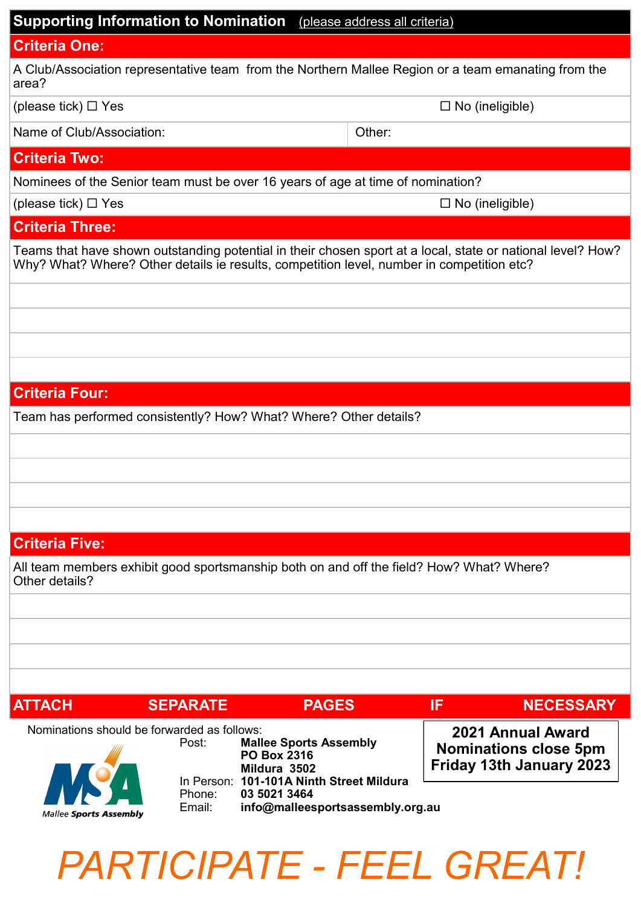## Supporting Information to Nomination <u>(please address all criteria)</u>

### Criteria One:

A Club/Association representative team from the Northern Mallee Region or a team emanating from the area?

(please tick) ☐ Yes ☐ No (ineligible)

Name of Club/Association: Other:

### Criteria Two:

Nominees of the Senior team must be over 16 years of age at time of nomination?

(please tick) ☐ Yes ☐ No (ineligible)

### Criteria Three:

Teams that have shown outstanding potential in their chosen sport at a local, state or national level? How? Why? What? Where? Other details ie results, competition level, number in competition etc?

### Criteria Four:

Team has performed consistently? How? What? Where? Other details?

### Criteria Five:

All team members exhibit good sportsmanship both on and off the field? How? What? Where? Other details?

**ATTACH SEPARATE PAGES IF NECESSARY**

Nominations should be forwarded as follows:

Post: **Mallee Sports Assembly**
**PO Box 2316**
**Mildura 3502**

In Person: **101-101A Ninth Street Mildura**

Phone: **03 5021 3464**

Email: **info@malleesportsassembly.org.au**

Mallee Sports Assembly

**2021 Annual Award Nominations close 5pm Friday 13th January 2023**

*PARTICIPATE - FEEL GREAT!*